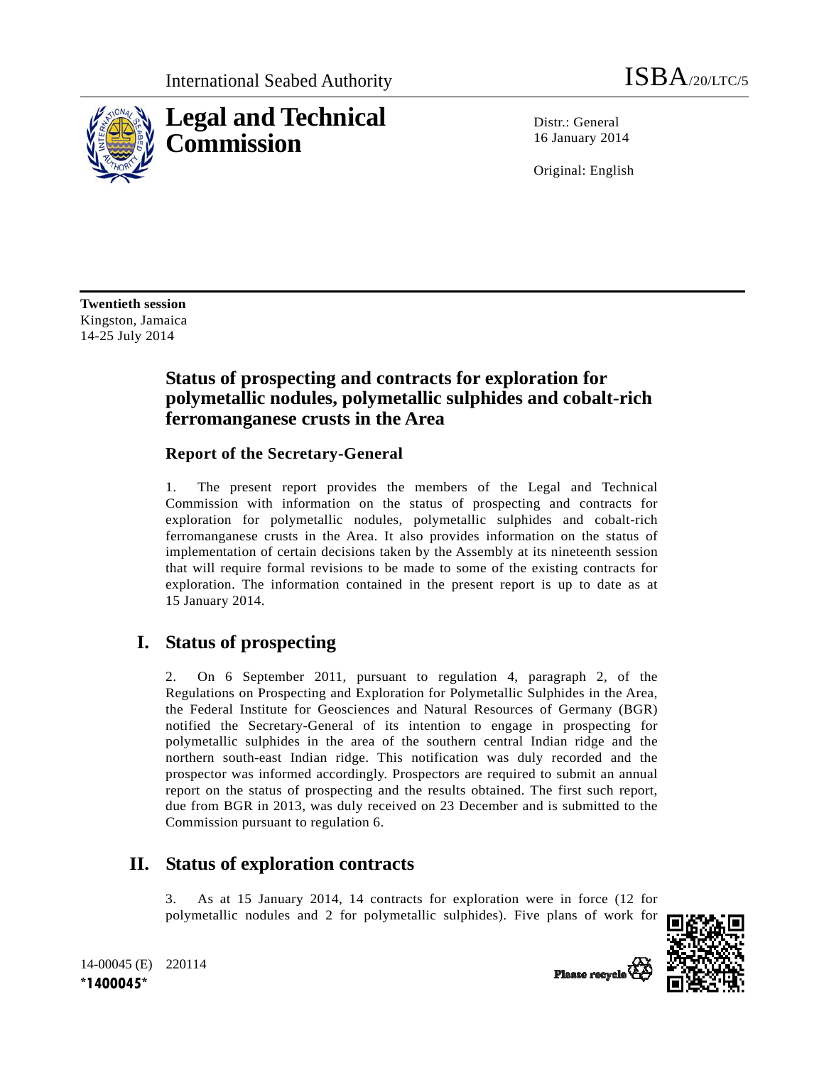International Seabed Authority

ISBA/20/LTC/5

# Legal and Technical Commission

Distr.: General
16 January 2014

Original: English

**Twentieth session**
Kingston, Jamaica
14-25 July 2014

## Status of prospecting and contracts for exploration for polymetallic nodules, polymetallic sulphides and cobalt-rich ferromanganese crusts in the Area

### Report of the Secretary-General

1. The present report provides the members of the Legal and Technical Commission with information on the status of prospecting and contracts for exploration for polymetallic nodules, polymetallic sulphides and cobalt-rich ferromanganese crusts in the Area. It also provides information on the status of implementation of certain decisions taken by the Assembly at its nineteenth session that will require formal revisions to be made to some of the existing contracts for exploration. The information contained in the present report is up to date as at 15 January 2014.

## I. Status of prospecting

2. On 6 September 2011, pursuant to regulation 4, paragraph 2, of the Regulations on Prospecting and Exploration for Polymetallic Sulphides in the Area, the Federal Institute for Geosciences and Natural Resources of Germany (BGR) notified the Secretary-General of its intention to engage in prospecting for polymetallic sulphides in the area of the southern central Indian ridge and the northern south-east Indian ridge. This notification was duly recorded and the prospector was informed accordingly. Prospectors are required to submit an annual report on the status of prospecting and the results obtained. The first such report, due from BGR in 2013, was duly received on 23 December and is submitted to the Commission pursuant to regulation 6.

## II. Status of exploration contracts

3. As at 15 January 2014, 14 contracts for exploration were in force (12 for polymetallic nodules and 2 for polymetallic sulphides). Five plans of work for

14-00045 (E) 220114
*1400045*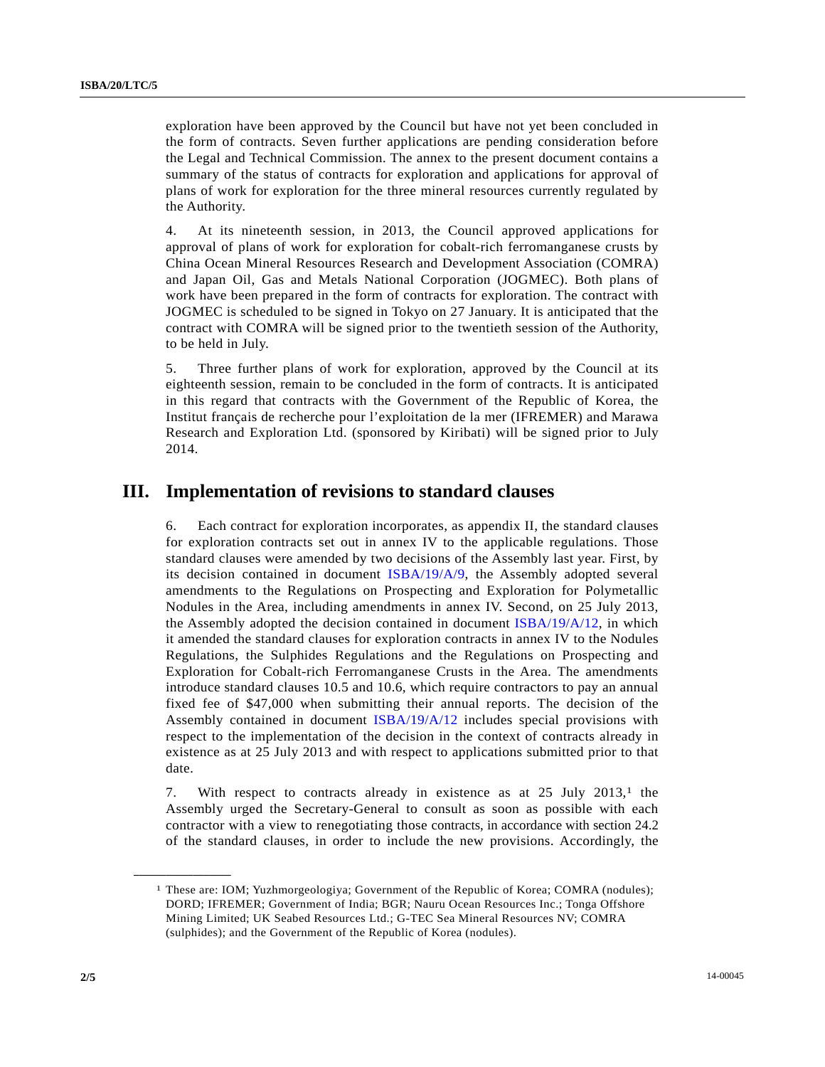exploration have been approved by the Council but have not yet been concluded in the form of contracts. Seven further applications are pending consideration before the Legal and Technical Commission. The annex to the present document contains a summary of the status of contracts for exploration and applications for approval of plans of work for exploration for the three mineral resources currently regulated by the Authority.

4. At its nineteenth session, in 2013, the Council approved applications for approval of plans of work for exploration for cobalt-rich ferromanganese crusts by China Ocean Mineral Resources Research and Development Association (COMRA) and Japan Oil, Gas and Metals National Corporation (JOGMEC). Both plans of work have been prepared in the form of contracts for exploration. The contract with JOGMEC is scheduled to be signed in Tokyo on 27 January. It is anticipated that the contract with COMRA will be signed prior to the twentieth session of the Authority, to be held in July.

5. Three further plans of work for exploration, approved by the Council at its eighteenth session, remain to be concluded in the form of contracts. It is anticipated in this regard that contracts with the Government of the Republic of Korea, the Institut français de recherche pour l'exploitation de la mer (IFREMER) and Marawa Research and Exploration Ltd. (sponsored by Kiribati) will be signed prior to July 2014.

## III. Implementation of revisions to standard clauses

6. Each contract for exploration incorporates, as appendix II, the standard clauses for exploration contracts set out in annex IV to the applicable regulations. Those standard clauses were amended by two decisions of the Assembly last year. First, by its decision contained in document ISBA/19/A/9, the Assembly adopted several amendments to the Regulations on Prospecting and Exploration for Polymetallic Nodules in the Area, including amendments in annex IV. Second, on 25 July 2013, the Assembly adopted the decision contained in document ISBA/19/A/12, in which it amended the standard clauses for exploration contracts in annex IV to the Nodules Regulations, the Sulphides Regulations and the Regulations on Prospecting and Exploration for Cobalt-rich Ferromanganese Crusts in the Area. The amendments introduce standard clauses 10.5 and 10.6, which require contractors to pay an annual fixed fee of $47,000 when submitting their annual reports. The decision of the Assembly contained in document ISBA/19/A/12 includes special provisions with respect to the implementation of the decision in the context of contracts already in existence as at 25 July 2013 and with respect to applications submitted prior to that date.

7. With respect to contracts already in existence as at 25 July 2013,[1] the Assembly urged the Secretary-General to consult as soon as possible with each contractor with a view to renegotiating those contracts, in accordance with section 24.2 of the standard clauses, in order to include the new provisions. Accordingly, the

---

[1] These are: IOM; Yuzhmorgeologiya; Government of the Republic of Korea; COMRA (nodules); DORD; IFREMER; Government of India; BGR; Nauru Ocean Resources Inc.; Tonga Offshore Mining Limited; UK Seabed Resources Ltd.; G-TEC Sea Mineral Resources NV; COMRA (sulphides); and the Government of the Republic of Korea (nodules).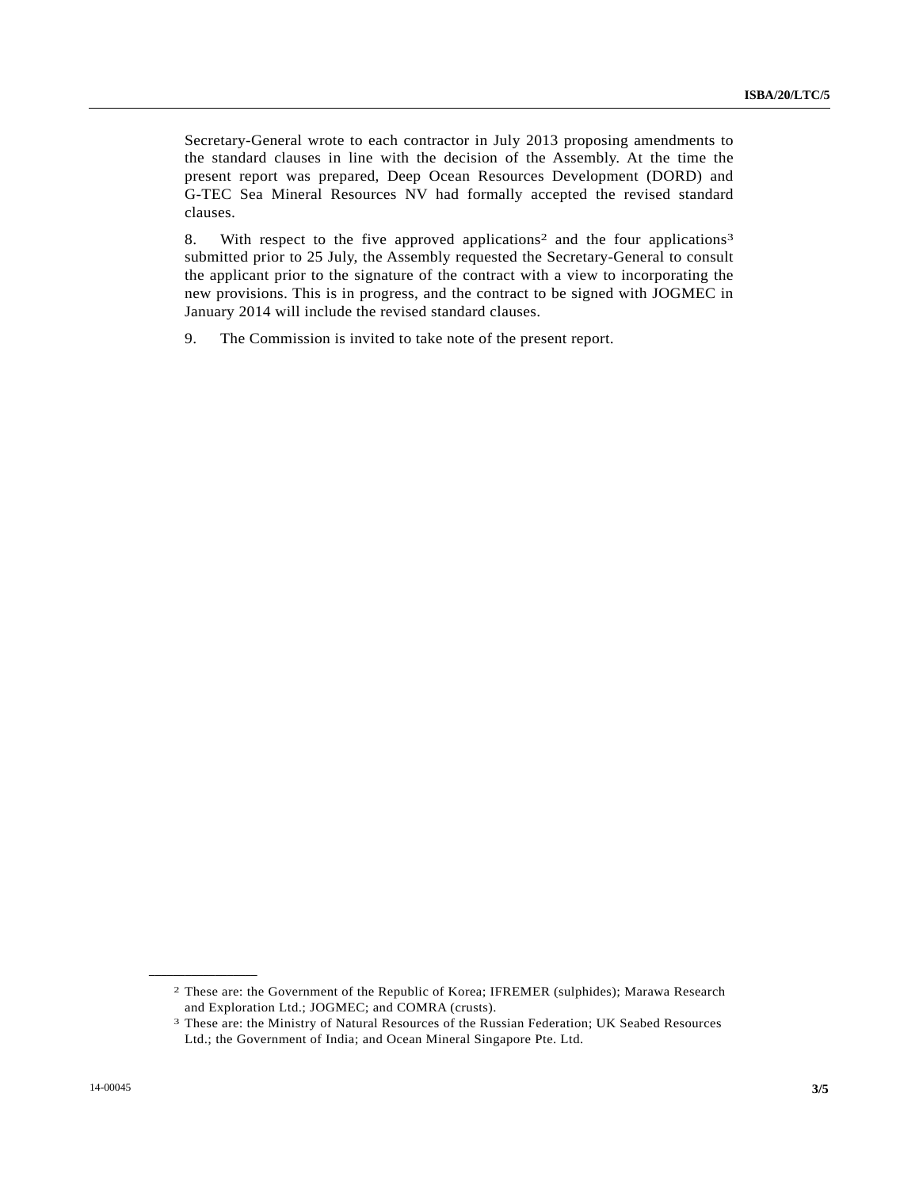Secretary-General wrote to each contractor in July 2013 proposing amendments to the standard clauses in line with the decision of the Assembly. At the time the present report was prepared, Deep Ocean Resources Development (DORD) and G-TEC Sea Mineral Resources NV had formally accepted the revised standard clauses.

8. With respect to the five approved applications[2] and the four applications[3] submitted prior to 25 July, the Assembly requested the Secretary-General to consult the applicant prior to the signature of the contract with a view to incorporating the new provisions. This is in progress, and the contract to be signed with JOGMEC in January 2014 will include the revised standard clauses.

9. The Commission is invited to take note of the present report.

---

[2] These are: the Government of the Republic of Korea; IFREMER (sulphides); Marawa Research and Exploration Ltd.; JOGMEC; and COMRA (crusts).

[3] These are: the Ministry of Natural Resources of the Russian Federation; UK Seabed Resources Ltd.; the Government of India; and Ocean Mineral Singapore Pte. Ltd.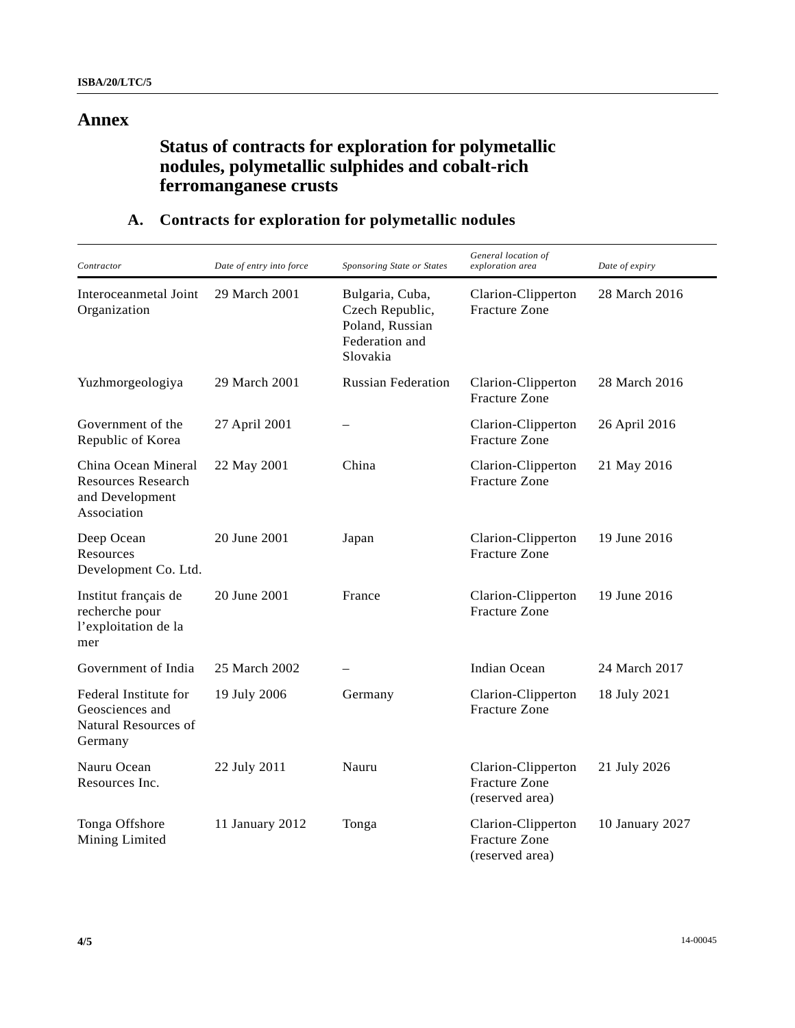# Annex

## Status of contracts for exploration for polymetallic nodules, polymetallic sulphides and cobalt-rich ferromanganese crusts

### A. Contracts for exploration for polymetallic nodules

| *Contractor* | *Date of entry into force* | *Sponsoring State or States* | *General location of exploration area* | *Date of expiry* |
|---|---|---|---|---|
| Interoceanmetal Joint Organization | 29 March 2001 | Bulgaria, Cuba, Czech Republic, Poland, Russian Federation and Slovakia | Clarion-Clipperton Fracture Zone | 28 March 2016 |
| Yuzhmorgeologiya | 29 March 2001 | Russian Federation | Clarion-Clipperton Fracture Zone | 28 March 2016 |
| Government of the Republic of Korea | 27 April 2001 | – | Clarion-Clipperton Fracture Zone | 26 April 2016 |
| China Ocean Mineral Resources Research and Development Association | 22 May 2001 | China | Clarion-Clipperton Fracture Zone | 21 May 2016 |
| Deep Ocean Resources Development Co. Ltd. | 20 June 2001 | Japan | Clarion-Clipperton Fracture Zone | 19 June 2016 |
| Institut français de recherche pour l'exploitation de la mer | 20 June 2001 | France | Clarion-Clipperton Fracture Zone | 19 June 2016 |
| Government of India | 25 March 2002 | – | Indian Ocean | 24 March 2017 |
| Federal Institute for Geosciences and Natural Resources of Germany | 19 July 2006 | Germany | Clarion-Clipperton Fracture Zone | 18 July 2021 |
| Nauru Ocean Resources Inc. | 22 July 2011 | Nauru | Clarion-Clipperton Fracture Zone (reserved area) | 21 July 2026 |
| Tonga Offshore Mining Limited | 11 January 2012 | Tonga | Clarion-Clipperton Fracture Zone (reserved area) | 10 January 2027 |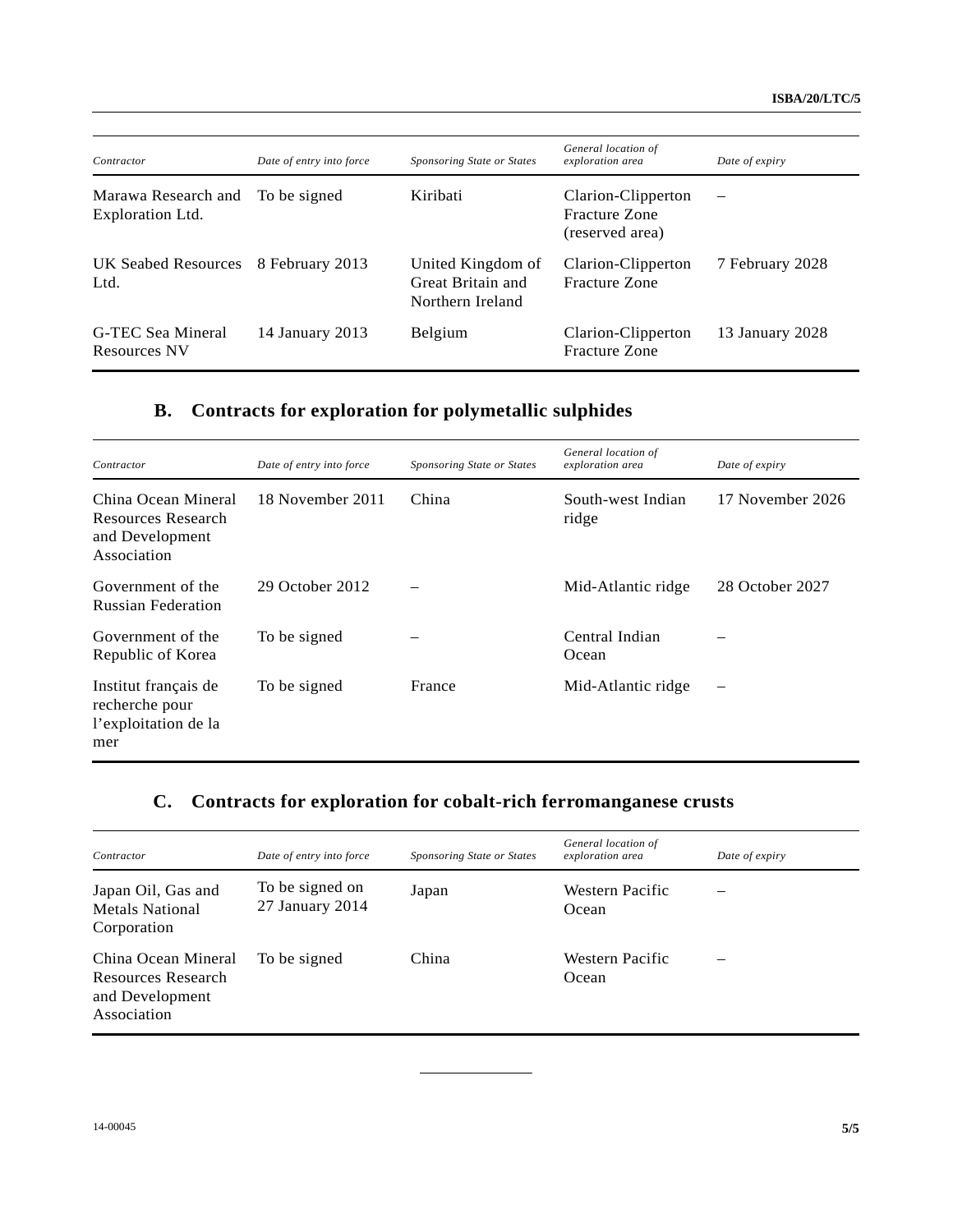| Contractor | Date of entry into force | Sponsoring State or States | General location of exploration area | Date of expiry |
|---|---|---|---|---|
| Marawa Research and Exploration Ltd. | To be signed | Kiribati | Clarion-Clipperton Fracture Zone (reserved area) | – |
| UK Seabed Resources Ltd. | 8 February 2013 | United Kingdom of Great Britain and Northern Ireland | Clarion-Clipperton Fracture Zone | 7 February 2028 |
| G-TEC Sea Mineral Resources NV | 14 January 2013 | Belgium | Clarion-Clipperton Fracture Zone | 13 January 2028 |

## B. Contracts for exploration for polymetallic sulphides

| Contractor | Date of entry into force | Sponsoring State or States | General location of exploration area | Date of expiry |
|---|---|---|---|---|
| China Ocean Mineral Resources Research and Development Association | 18 November 2011 | China | South-west Indian ridge | 17 November 2026 |
| Government of the Russian Federation | 29 October 2012 | – | Mid-Atlantic ridge | 28 October 2027 |
| Government of the Republic of Korea | To be signed | – | Central Indian Ocean | – |
| Institut français de recherche pour l'exploitation de la mer | To be signed | France | Mid-Atlantic ridge | – |

## C. Contracts for exploration for cobalt-rich ferromanganese crusts

| Contractor | Date of entry into force | Sponsoring State or States | General location of exploration area | Date of expiry |
|---|---|---|---|---|
| Japan Oil, Gas and Metals National Corporation | To be signed on 27 January 2014 | Japan | Western Pacific Ocean | – |
| China Ocean Mineral Resources Research and Development Association | To be signed | China | Western Pacific Ocean | – |